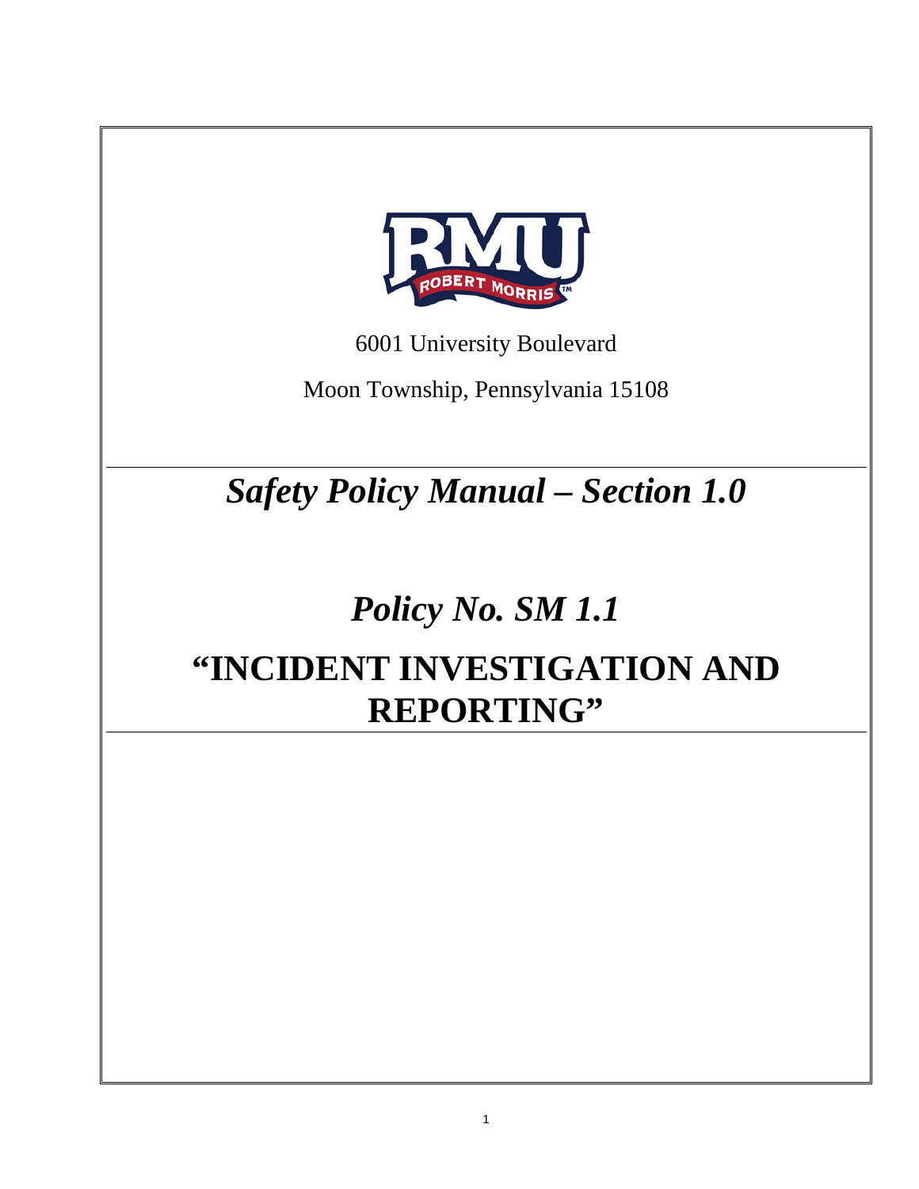6001 University Boulevard

Moon Township, Pennsylvania 15108

# *Safety Policy Manual – Section 1.0*

## *Policy No. SM 1.1*

# “INCIDENT INVESTIGATION AND REPORTING”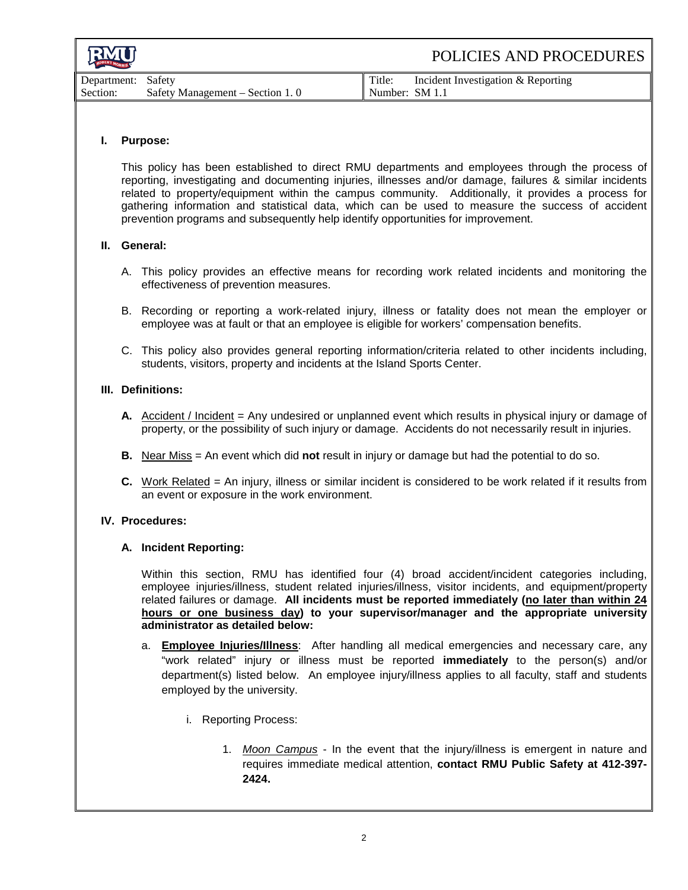| Department: Safety | Title: Incident Investigation & Reporting |
| --- | --- |
| Section: Safety Management – Section 1. 0 | Number: SM 1.1 |

## I. Purpose:

This policy has been established to direct RMU departments and employees through the process of reporting, investigating and documenting injuries, illnesses and/or damage, failures & similar incidents related to property/equipment within the campus community. Additionally, it provides a process for gathering information and statistical data, which can be used to measure the success of accident prevention programs and subsequently help identify opportunities for improvement.

## II. General:

A. This policy provides an effective means for recording work related incidents and monitoring the effectiveness of prevention measures.

B. Recording or reporting a work-related injury, illness or fatality does not mean the employer or employee was at fault or that an employee is eligible for workers' compensation benefits.

C. This policy also provides general reporting information/criteria related to other incidents including, students, visitors, property and incidents at the Island Sports Center.

## III. Definitions:

**A.** Accident / Incident = Any undesired or unplanned event which results in physical injury or damage of property, or the possibility of such injury or damage. Accidents do not necessarily result in injuries.

**B.** Near Miss = An event which did **not** result in injury or damage but had the potential to do so.

**C.** Work Related = An injury, illness or similar incident is considered to be work related if it results from an event or exposure in the work environment.

## IV. Procedures:

### A. Incident Reporting:

Within this section, RMU has identified four (4) broad accident/incident categories including, employee injuries/illness, student related injuries/illness, visitor incidents, and equipment/property related failures or damage. **All incidents must be reported immediately (no later than within 24 hours or one business day) to your supervisor/manager and the appropriate university administrator as detailed below:**

a. **Employee Injuries/Illness**: After handling all medical emergencies and necessary care, any "work related" injury or illness must be reported **immediately** to the person(s) and/or department(s) listed below. An employee injury/illness applies to all faculty, staff and students employed by the university.

i. Reporting Process:

1. *Moon Campus* - In the event that the injury/illness is emergent in nature and requires immediate medical attention, **contact RMU Public Safety at 412-397-2424.**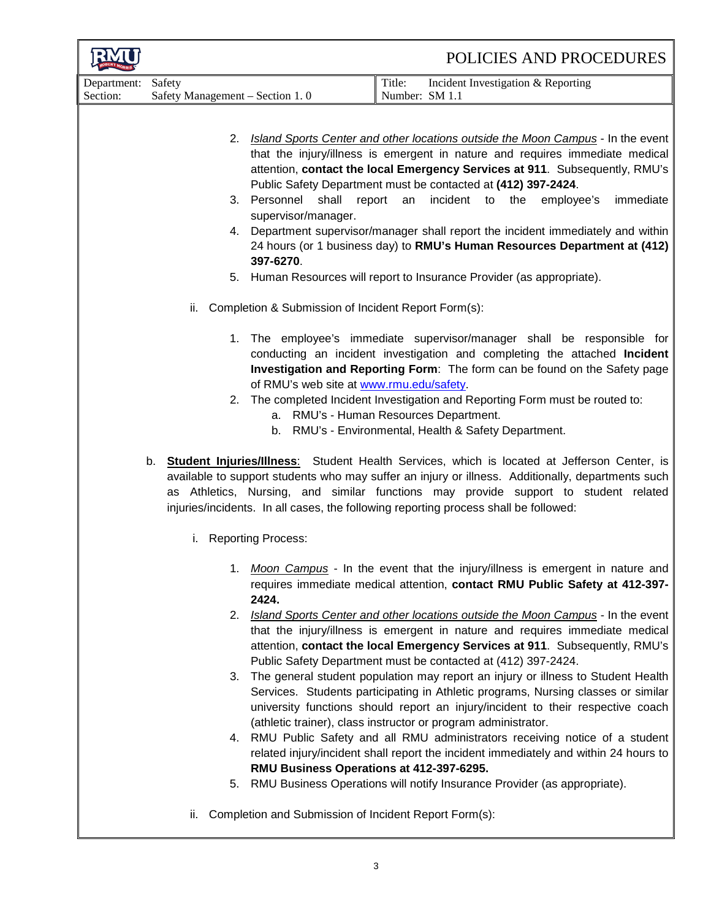2. *Island Sports Center and other locations outside the Moon Campus* - In the event that the injury/illness is emergent in nature and requires immediate medical attention, **contact the local Emergency Services at 911**. Subsequently, RMU's Public Safety Department must be contacted at **(412) 397-2424**.
3. Personnel shall report an incident to the employee's immediate supervisor/manager.
4. Department supervisor/manager shall report the incident immediately and within 24 hours (or 1 business day) to **RMU's Human Resources Department at (412) 397-6270**.
5. Human Resources will report to Insurance Provider (as appropriate).

ii. Completion & Submission of Incident Report Form(s):

1. The employee's immediate supervisor/manager shall be responsible for conducting an incident investigation and completing the attached **Incident Investigation and Reporting Form**: The form can be found on the Safety page of RMU's web site at www.rmu.edu/safety.
2. The completed Incident Investigation and Reporting Form must be routed to:
   a. RMU's - Human Resources Department.
   b. RMU's - Environmental, Health & Safety Department.

b. **Student Injuries/Illness**: Student Health Services, which is located at Jefferson Center, is available to support students who may suffer an injury or illness. Additionally, departments such as Athletics, Nursing, and similar functions may provide support to student related injuries/incidents. In all cases, the following reporting process shall be followed:

i. Reporting Process:

1. *Moon Campus* - In the event that the injury/illness is emergent in nature and requires immediate medical attention, **contact RMU Public Safety at 412-397-2424.**
2. *Island Sports Center and other locations outside the Moon Campus* - In the event that the injury/illness is emergent in nature and requires immediate medical attention, **contact the local Emergency Services at 911**. Subsequently, RMU's Public Safety Department must be contacted at (412) 397-2424.
3. The general student population may report an injury or illness to Student Health Services. Students participating in Athletic programs, Nursing classes or similar university functions should report an injury/incident to their respective coach (athletic trainer), class instructor or program administrator.
4. RMU Public Safety and all RMU administrators receiving notice of a student related injury/incident shall report the incident immediately and within 24 hours to **RMU Business Operations at 412-397-6295.**
5. RMU Business Operations will notify Insurance Provider (as appropriate).

ii. Completion and Submission of Incident Report Form(s):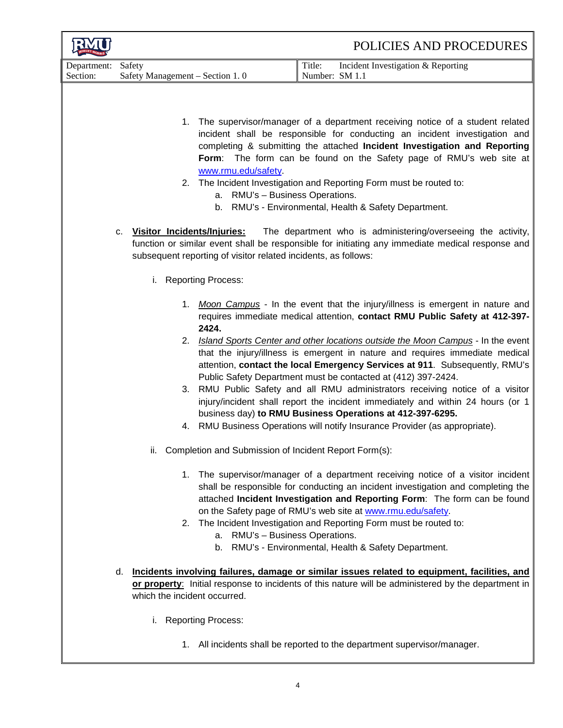1. The supervisor/manager of a department receiving notice of a student related incident shall be responsible for conducting an incident investigation and completing & submitting the attached **Incident Investigation and Reporting Form**: The form can be found on the Safety page of RMU's web site at www.rmu.edu/safety.
2. The Incident Investigation and Reporting Form must be routed to:
   a. RMU's – Business Operations.
   b. RMU's - Environmental, Health & Safety Department.

c. **Visitor Incidents/Injuries:** The department who is administering/overseeing the activity, function or similar event shall be responsible for initiating any immediate medical response and subsequent reporting of visitor related incidents, as follows:

i. Reporting Process:

1. *Moon Campus* - In the event that the injury/illness is emergent in nature and requires immediate medical attention, **contact RMU Public Safety at 412-397-2424.**
2. *Island Sports Center and other locations outside the Moon Campus* - In the event that the injury/illness is emergent in nature and requires immediate medical attention, **contact the local Emergency Services at 911**. Subsequently, RMU's Public Safety Department must be contacted at (412) 397-2424.
3. RMU Public Safety and all RMU administrators receiving notice of a visitor injury/incident shall report the incident immediately and within 24 hours (or 1 business day) **to RMU Business Operations at 412-397-6295.**
4. RMU Business Operations will notify Insurance Provider (as appropriate).

ii. Completion and Submission of Incident Report Form(s):

1. The supervisor/manager of a department receiving notice of a visitor incident shall be responsible for conducting an incident investigation and completing the attached **Incident Investigation and Reporting Form**: The form can be found on the Safety page of RMU's web site at www.rmu.edu/safety.
2. The Incident Investigation and Reporting Form must be routed to:
   a. RMU's – Business Operations.
   b. RMU's - Environmental, Health & Safety Department.

d. **Incidents involving failures, damage or similar issues related to equipment, facilities, and or property**: Initial response to incidents of this nature will be administered by the department in which the incident occurred.

i. Reporting Process:

1. All incidents shall be reported to the department supervisor/manager.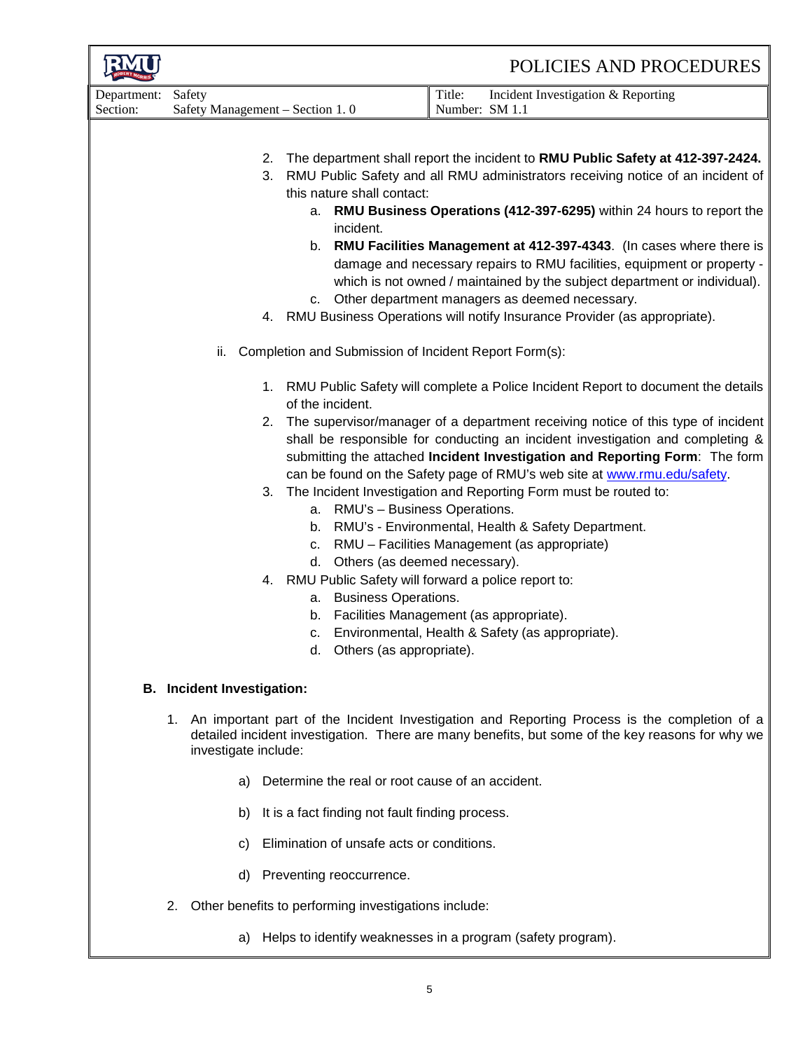2. The department shall report the incident to **RMU Public Safety at 412-397-2424.**
3. RMU Public Safety and all RMU administrators receiving notice of an incident of this nature shall contact:
    a. **RMU Business Operations (412-397-6295)** within 24 hours to report the incident.
    b. **RMU Facilities Management at 412-397-4343**. (In cases where there is damage and necessary repairs to RMU facilities, equipment or property - which is not owned / maintained by the subject department or individual).
    c. Other department managers as deemed necessary.
4. RMU Business Operations will notify Insurance Provider (as appropriate).

ii. Completion and Submission of Incident Report Form(s):

1. RMU Public Safety will complete a Police Incident Report to document the details of the incident.
2. The supervisor/manager of a department receiving notice of this type of incident shall be responsible for conducting an incident investigation and completing & submitting the attached **Incident Investigation and Reporting Form**: The form can be found on the Safety page of RMU's web site at www.rmu.edu/safety.
3. The Incident Investigation and Reporting Form must be routed to:
    a. RMU's – Business Operations.
    b. RMU's - Environmental, Health & Safety Department.
    c. RMU – Facilities Management (as appropriate)
    d. Others (as deemed necessary).
4. RMU Public Safety will forward a police report to:
    a. Business Operations.
    b. Facilities Management (as appropriate).
    c. Environmental, Health & Safety (as appropriate).
    d. Others (as appropriate).

**B. Incident Investigation:**

1. An important part of the Incident Investigation and Reporting Process is the completion of a detailed incident investigation. There are many benefits, but some of the key reasons for why we investigate include:

    a) Determine the real or root cause of an accident.

    b) It is a fact finding not fault finding process.

    c) Elimination of unsafe acts or conditions.

    d) Preventing reoccurrence.

2. Other benefits to performing investigations include:

    a) Helps to identify weaknesses in a program (safety program).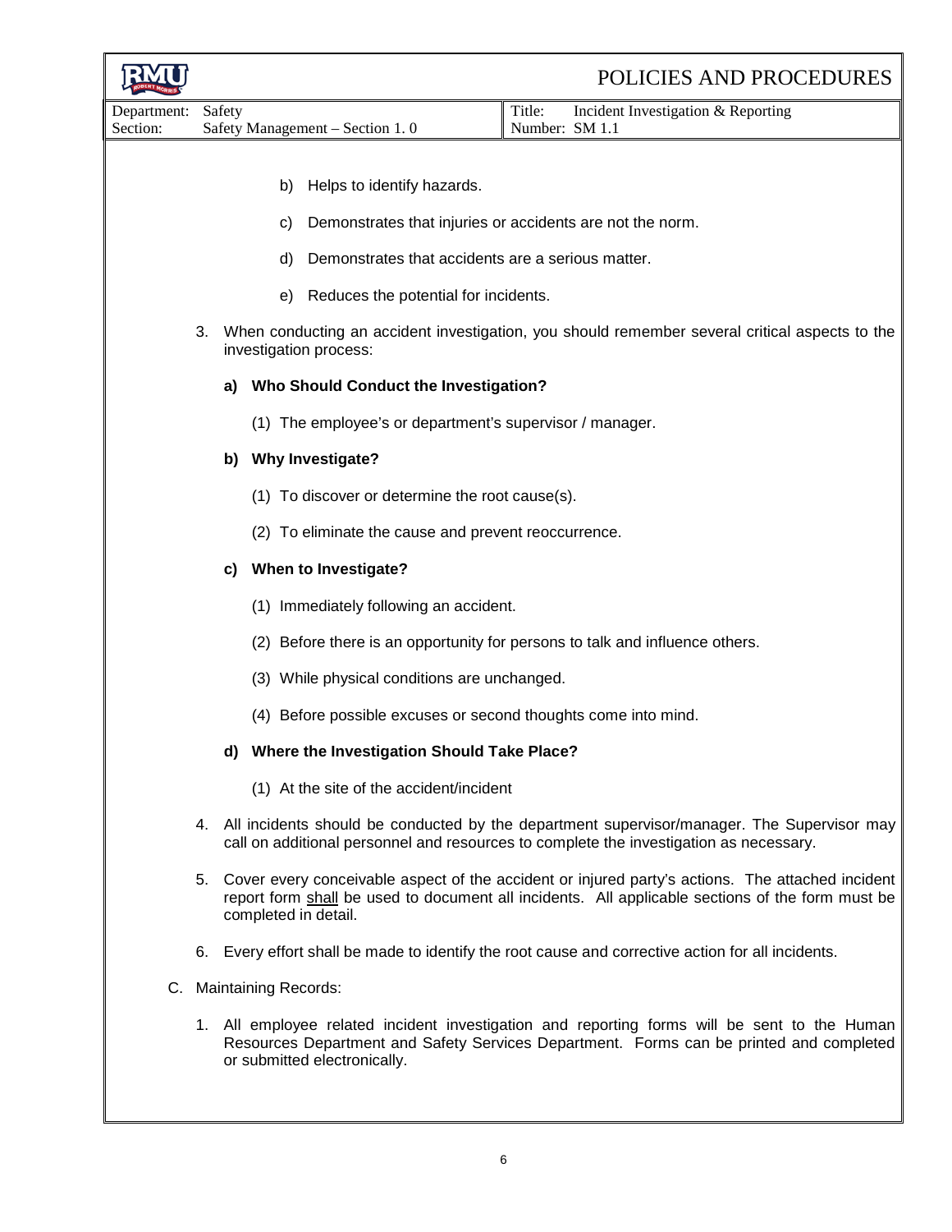b) Helps to identify hazards.

c) Demonstrates that injuries or accidents are not the norm.

d) Demonstrates that accidents are a serious matter.

e) Reduces the potential for incidents.

3. When conducting an accident investigation, you should remember several critical aspects to the investigation process:

   **a) Who Should Conduct the Investigation?**

   (1) The employee's or department's supervisor / manager.

   **b) Why Investigate?**

   (1) To discover or determine the root cause(s).

   (2) To eliminate the cause and prevent reoccurrence.

   **c) When to Investigate?**

   (1) Immediately following an accident.

   (2) Before there is an opportunity for persons to talk and influence others.

   (3) While physical conditions are unchanged.

   (4) Before possible excuses or second thoughts come into mind.

   **d) Where the Investigation Should Take Place?**

   (1) At the site of the accident/incident

4. All incidents should be conducted by the department supervisor/manager. The Supervisor may call on additional personnel and resources to complete the investigation as necessary.

5. Cover every conceivable aspect of the accident or injured party's actions. The attached incident report form shall be used to document all incidents. All applicable sections of the form must be completed in detail.

6. Every effort shall be made to identify the root cause and corrective action for all incidents.

C. Maintaining Records:

1. All employee related incident investigation and reporting forms will be sent to the Human Resources Department and Safety Services Department. Forms can be printed and completed or submitted electronically.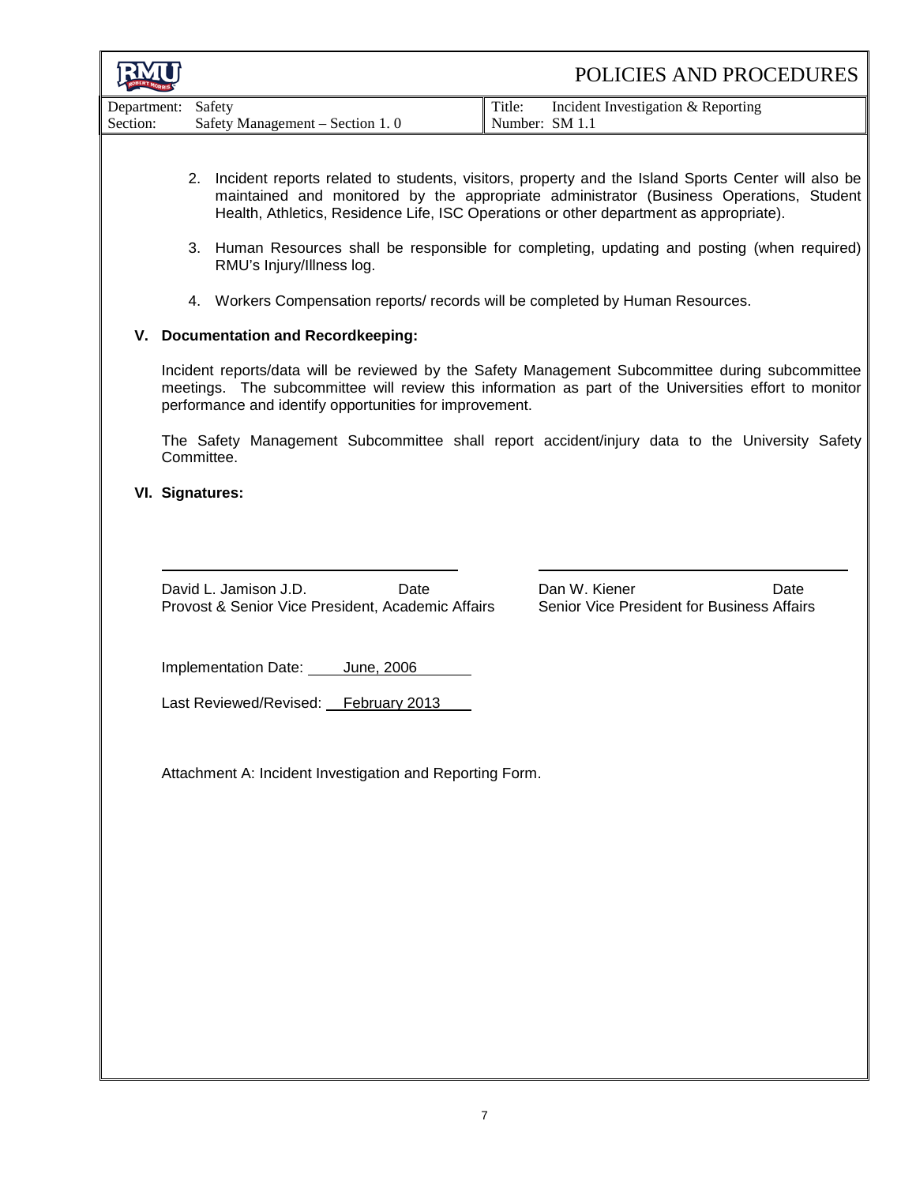2. Incident reports related to students, visitors, property and the Island Sports Center will also be maintained and monitored by the appropriate administrator (Business Operations, Student Health, Athletics, Residence Life, ISC Operations or other department as appropriate).

3. Human Resources shall be responsible for completing, updating and posting (when required) RMU's Injury/Illness log.

4. Workers Compensation reports/ records will be completed by Human Resources.

## V. Documentation and Recordkeeping:

Incident reports/data will be reviewed by the Safety Management Subcommittee during subcommittee meetings. The subcommittee will review this information as part of the Universities effort to monitor performance and identify opportunities for improvement.

The Safety Management Subcommittee shall report accident/injury data to the University Safety Committee.

## VI. Signatures:

| | |
|---|---|
| David L. Jamison J.D. &nbsp;&nbsp;&nbsp; Date | Dan W. Kiener &nbsp;&nbsp;&nbsp; Date |
| Provost & Senior Vice President, Academic Affairs | Senior Vice President for Business Affairs |

Implementation Date: June, 2006

Last Reviewed/Revised: February 2013

Attachment A: Incident Investigation and Reporting Form.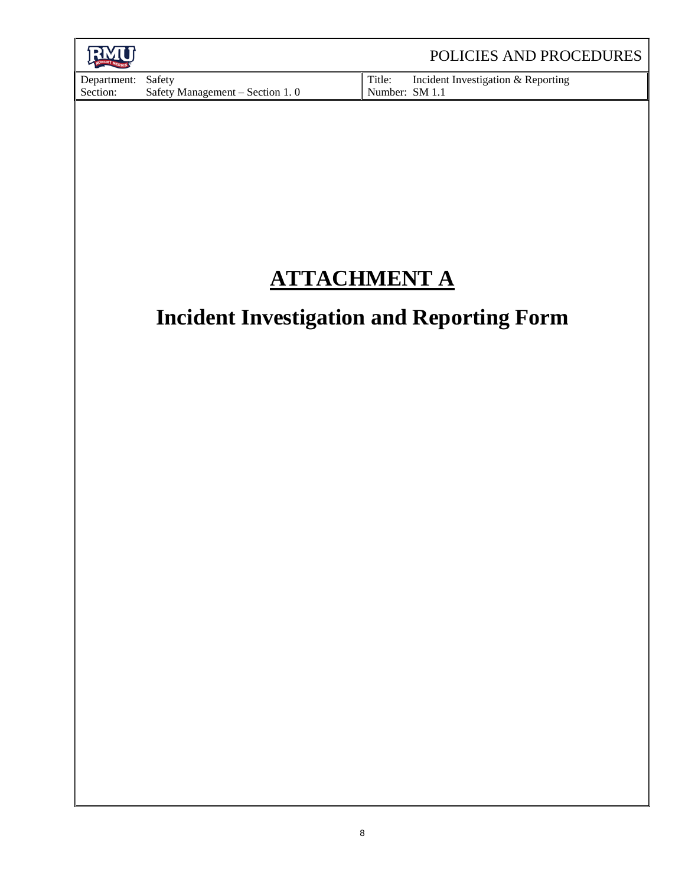# ATTACHMENT A

# Incident Investigation and Reporting Form